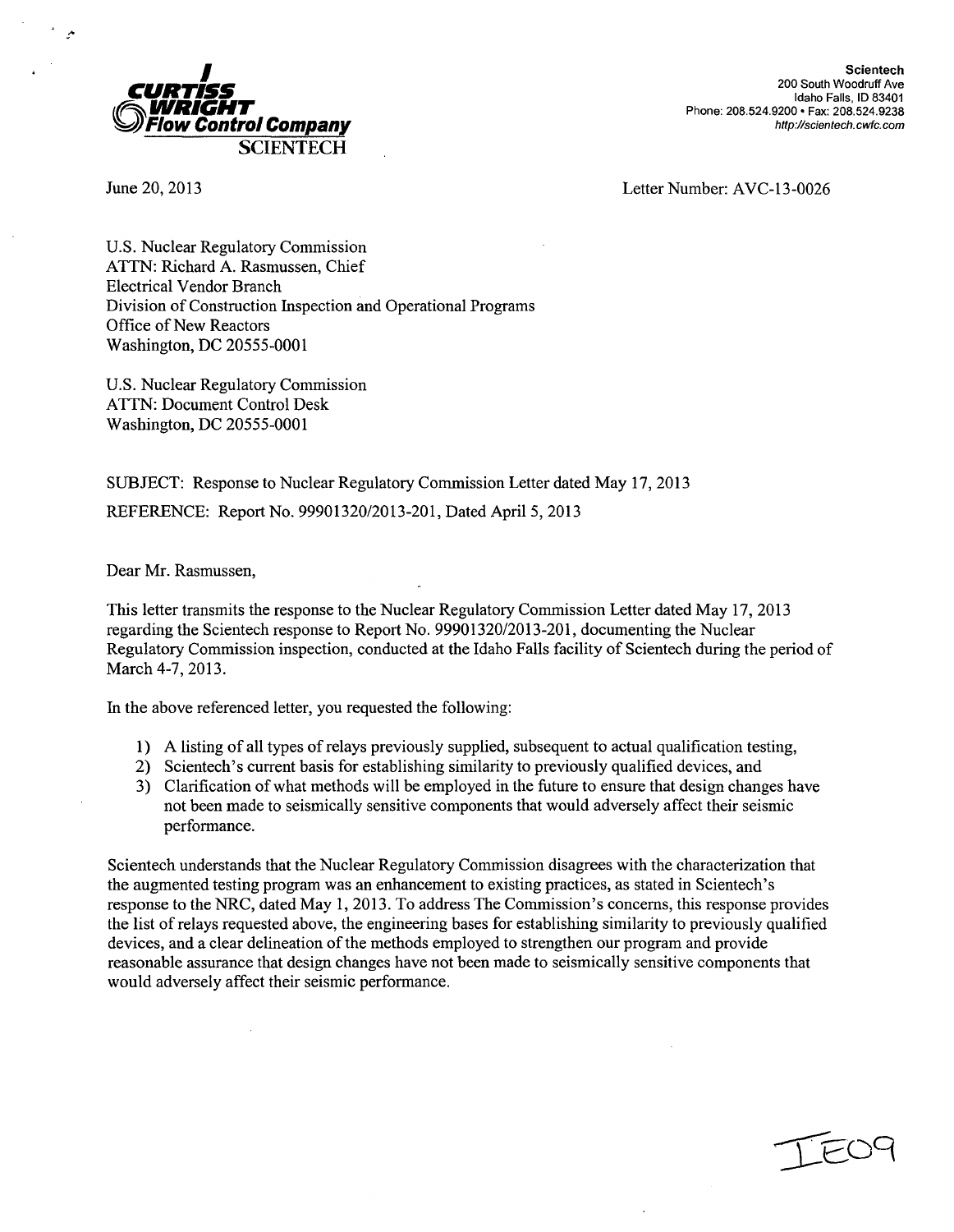**CURTISS WRIGHT Flow Control Company**

SCIENTECH

**Scientech**
200 South Woodruff Ave
Idaho Falls, ID 83401
Phone: 208.524.9200 • Fax: 208.524.9238
*http://scientech.cwfc.com*

June 20, 2013

Letter Number: AVC-13-0026

U.S. Nuclear Regulatory Commission
ATTN: Richard A. Rasmussen, Chief
Electrical Vendor Branch
Division of Construction Inspection and Operational Programs
Office of New Reactors
Washington, DC 20555-0001

U.S. Nuclear Regulatory Commission
ATTN: Document Control Desk
Washington, DC 20555-0001

SUBJECT: Response to Nuclear Regulatory Commission Letter dated May 17, 2013

REFERENCE: Report No. 99901320/2013-201, Dated April 5, 2013

Dear Mr. Rasmussen,

This letter transmits the response to the Nuclear Regulatory Commission Letter dated May 17, 2013 regarding the Scientech response to Report No. 99901320/2013-201, documenting the Nuclear Regulatory Commission inspection, conducted at the Idaho Falls facility of Scientech during the period of March 4-7, 2013.

In the above referenced letter, you requested the following:

1) A listing of all types of relays previously supplied, subsequent to actual qualification testing,
2) Scientech's current basis for establishing similarity to previously qualified devices, and
3) Clarification of what methods will be employed in the future to ensure that design changes have not been made to seismically sensitive components that would adversely affect their seismic performance.

Scientech understands that the Nuclear Regulatory Commission disagrees with the characterization that the augmented testing program was an enhancement to existing practices, as stated in Scientech's response to the NRC, dated May 1, 2013. To address The Commission's concerns, this response provides the list of relays requested above, the engineering bases for establishing similarity to previously qualified devices, and a clear delineation of the methods employed to strengthen our program and provide reasonable assurance that design changes have not been made to seismically sensitive components that would adversely affect their seismic performance.

IE09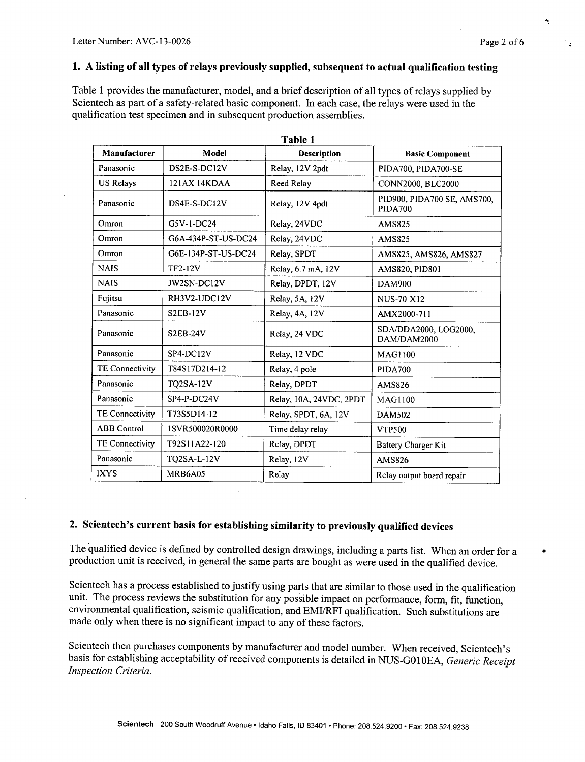## 1. A listing of all types of relays previously supplied, subsequent to actual qualification testing

Table 1 provides the manufacturer, model, and a brief description of all types of relays supplied by Scientech as part of a safety-related basic component. In each case, the relays were used in the qualification test specimen and in subsequent production assemblies.

**Table 1**

| Manufacturer | Model | Description | Basic Component |
|---|---|---|---|
| Panasonic | DS2E-S-DC12V | Relay, 12V 2pdt | PIDA700, PIDA700-SE |
| US Relays | 121AX 14KDAA | Reed Relay | CONN2000, BLC2000 |
| Panasonic | DS4E-S-DC12V | Relay, 12V 4pdt | PID900, PIDA700 SE, AMS700, PIDA700 |
| Omron | G5V-1-DC24 | Relay, 24VDC | AMS825 |
| Omron | G6A-434P-ST-US-DC24 | Relay, 24VDC | AMS825 |
| Omron | G6E-134P-ST-US-DC24 | Relay, SPDT | AMS825, AMS826, AMS827 |
| NAIS | TF2-12V | Relay, 6.7 mA, 12V | AMS820, PID801 |
| NAIS | JW2SN-DC12V | Relay, DPDT, 12V | DAM900 |
| Fujitsu | RH3V2-UDC12V | Relay, 5A, 12V | NUS-70-X12 |
| Panasonic | S2EB-12V | Relay, 4A, 12V | AMX2000-711 |
| Panasonic | S2EB-24V | Relay, 24 VDC | SDA/DDA2000, LOG2000, DAM/DAM2000 |
| Panasonic | SP4-DC12V | Relay, 12 VDC | MAG1100 |
| TE Connectivity | T84S17D214-12 | Relay, 4 pole | PIDA700 |
| Panasonic | TQ2SA-12V | Relay, DPDT | AMS826 |
| Panasonic | SP4-P-DC24V | Relay, 10A, 24VDC, 2PDT | MAG1100 |
| TE Connectivity | T73S5D14-12 | Relay, SPDT, 6A, 12V | DAM502 |
| ABB Control | 1SVR500020R0000 | Time delay relay | VTP500 |
| TE Connectivity | T92S11A22-120 | Relay, DPDT | Battery Charger Kit |
| Panasonic | TQ2SA-L-12V | Relay, 12V | AMS826 |
| IXYS | MRB6A05 | Relay | Relay output board repair |

## 2. Scientech's current basis for establishing similarity to previously qualified devices

The qualified device is defined by controlled design drawings, including a parts list. When an order for a production unit is received, in general the same parts are bought as were used in the qualified device.

Scientech has a process established to justify using parts that are similar to those used in the qualification unit. The process reviews the substitution for any possible impact on performance, form, fit, function, environmental qualification, seismic qualification, and EMI/RFI qualification. Such substitutions are made only when there is no significant impact to any of these factors.

Scientech then purchases components by manufacturer and model number. When received, Scientech's basis for establishing acceptability of received components is detailed in NUS-G010EA, *Generic Receipt Inspection Criteria*.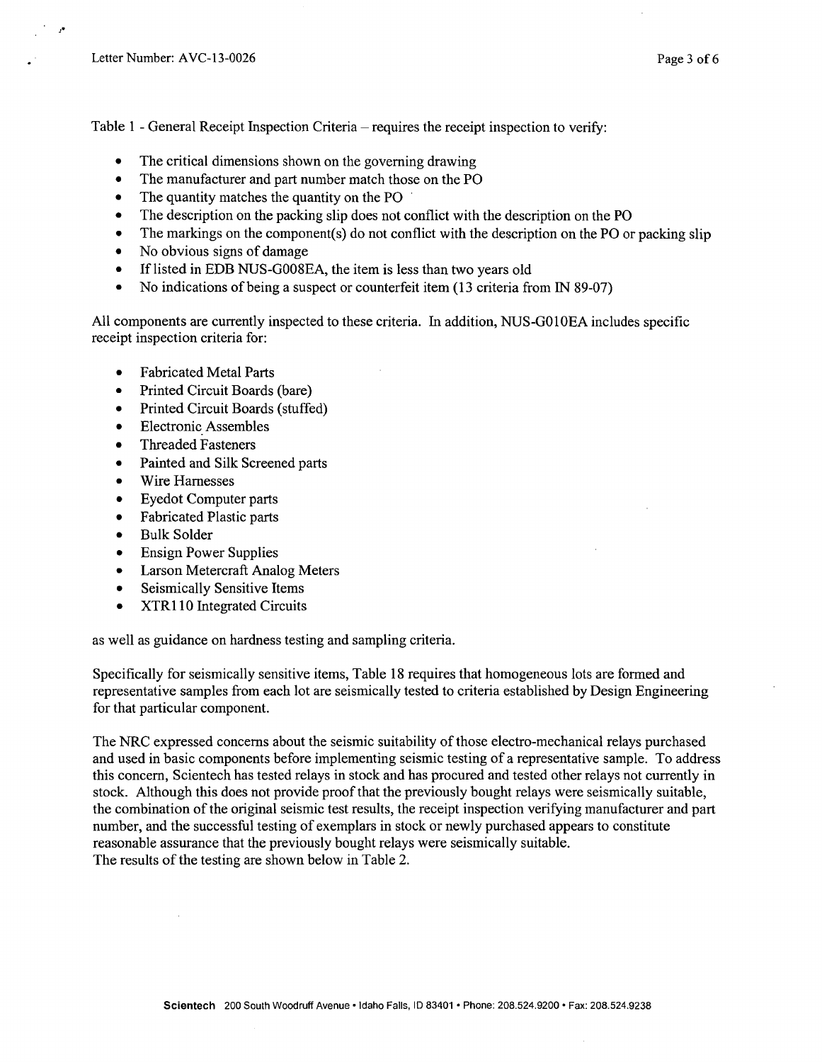Table 1 - General Receipt Inspection Criteria – requires the receipt inspection to verify:

- The critical dimensions shown on the governing drawing
- The manufacturer and part number match those on the PO
- The quantity matches the quantity on the PO
- The description on the packing slip does not conflict with the description on the PO
- The markings on the component(s) do not conflict with the description on the PO or packing slip
- No obvious signs of damage
- If listed in EDB NUS-G008EA, the item is less than two years old
- No indications of being a suspect or counterfeit item (13 criteria from IN 89-07)

All components are currently inspected to these criteria. In addition, NUS-G010EA includes specific receipt inspection criteria for:

- Fabricated Metal Parts
- Printed Circuit Boards (bare)
- Printed Circuit Boards (stuffed)
- Electronic Assembles
- Threaded Fasteners
- Painted and Silk Screened parts
- Wire Harnesses
- Eyedot Computer parts
- Fabricated Plastic parts
- Bulk Solder
- Ensign Power Supplies
- Larson Metercraft Analog Meters
- Seismically Sensitive Items
- XTR110 Integrated Circuits

as well as guidance on hardness testing and sampling criteria.

Specifically for seismically sensitive items, Table 18 requires that homogeneous lots are formed and representative samples from each lot are seismically tested to criteria established by Design Engineering for that particular component.

The NRC expressed concerns about the seismic suitability of those electro-mechanical relays purchased and used in basic components before implementing seismic testing of a representative sample. To address this concern, Scientech has tested relays in stock and has procured and tested other relays not currently in stock. Although this does not provide proof that the previously bought relays were seismically suitable, the combination of the original seismic test results, the receipt inspection verifying manufacturer and part number, and the successful testing of exemplars in stock or newly purchased appears to constitute reasonable assurance that the previously bought relays were seismically suitable.
The results of the testing are shown below in Table 2.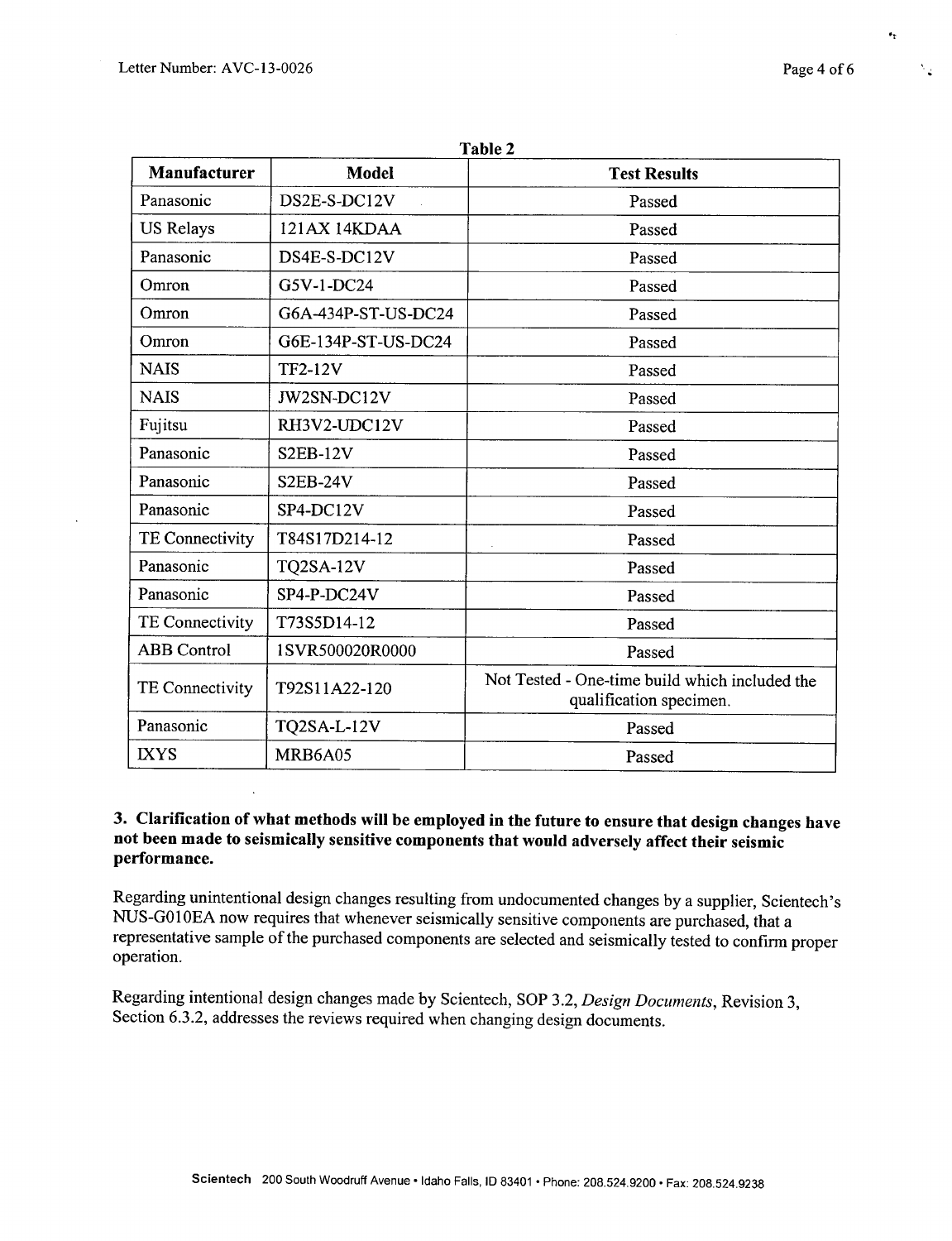**Table 2**

| Manufacturer | Model | Test Results |
|---|---|---|
| Panasonic | DS2E-S-DC12V | Passed |
| US Relays | 121AX 14KDAA | Passed |
| Panasonic | DS4E-S-DC12V | Passed |
| Omron | G5V-1-DC24 | Passed |
| Omron | G6A-434P-ST-US-DC24 | Passed |
| Omron | G6E-134P-ST-US-DC24 | Passed |
| NAIS | TF2-12V | Passed |
| NAIS | JW2SN-DC12V | Passed |
| Fujitsu | RH3V2-UDC12V | Passed |
| Panasonic | S2EB-12V | Passed |
| Panasonic | S2EB-24V | Passed |
| Panasonic | SP4-DC12V | Passed |
| TE Connectivity | T84S17D214-12 | Passed |
| Panasonic | TQ2SA-12V | Passed |
| Panasonic | SP4-P-DC24V | Passed |
| TE Connectivity | T73S5D14-12 | Passed |
| ABB Control | 1SVR500020R0000 | Passed |
| TE Connectivity | T92S11A22-120 | Not Tested - One-time build which included the qualification specimen. |
| Panasonic | TQ2SA-L-12V | Passed |
| IXYS | MRB6A05 | Passed |

**3. Clarification of what methods will be employed in the future to ensure that design changes have not been made to seismically sensitive components that would adversely affect their seismic performance.**

Regarding unintentional design changes resulting from undocumented changes by a supplier, Scientech's NUS-G010EA now requires that whenever seismically sensitive components are purchased, that a representative sample of the purchased components are selected and seismically tested to confirm proper operation.

Regarding intentional design changes made by Scientech, SOP 3.2, *Design Documents*, Revision 3, Section 6.3.2, addresses the reviews required when changing design documents.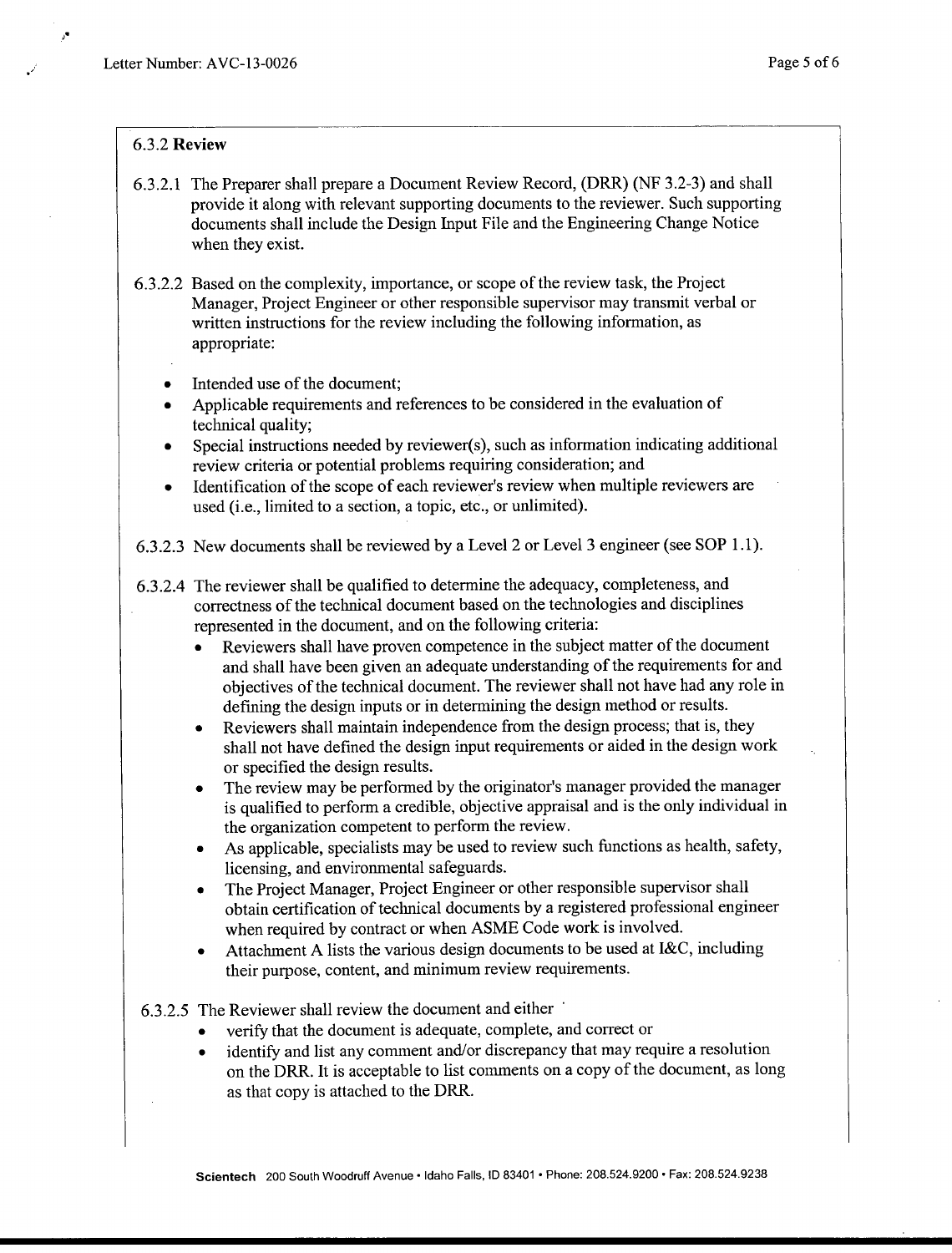### 6.3.2 Review

6.3.2.1 The Preparer shall prepare a Document Review Record, (DRR) (NF 3.2-3) and shall provide it along with relevant supporting documents to the reviewer. Such supporting documents shall include the Design Input File and the Engineering Change Notice when they exist.

6.3.2.2 Based on the complexity, importance, or scope of the review task, the Project Manager, Project Engineer or other responsible supervisor may transmit verbal or written instructions for the review including the following information, as appropriate:

- Intended use of the document;
- Applicable requirements and references to be considered in the evaluation of technical quality;
- Special instructions needed by reviewer(s), such as information indicating additional review criteria or potential problems requiring consideration; and
- Identification of the scope of each reviewer's review when multiple reviewers are used (i.e., limited to a section, a topic, etc., or unlimited).

6.3.2.3 New documents shall be reviewed by a Level 2 or Level 3 engineer (see SOP 1.1).

6.3.2.4 The reviewer shall be qualified to determine the adequacy, completeness, and correctness of the technical document based on the technologies and disciplines represented in the document, and on the following criteria:

- Reviewers shall have proven competence in the subject matter of the document and shall have been given an adequate understanding of the requirements for and objectives of the technical document. The reviewer shall not have had any role in defining the design inputs or in determining the design method or results.
- Reviewers shall maintain independence from the design process; that is, they shall not have defined the design input requirements or aided in the design work or specified the design results.
- The review may be performed by the originator's manager provided the manager is qualified to perform a credible, objective appraisal and is the only individual in the organization competent to perform the review.
- As applicable, specialists may be used to review such functions as health, safety, licensing, and environmental safeguards.
- The Project Manager, Project Engineer or other responsible supervisor shall obtain certification of technical documents by a registered professional engineer when required by contract or when ASME Code work is involved.
- Attachment A lists the various design documents to be used at I&C, including their purpose, content, and minimum review requirements.

6.3.2.5 The Reviewer shall review the document and either

- verify that the document is adequate, complete, and correct or
- identify and list any comment and/or discrepancy that may require a resolution on the DRR. It is acceptable to list comments on a copy of the document, as long as that copy is attached to the DRR.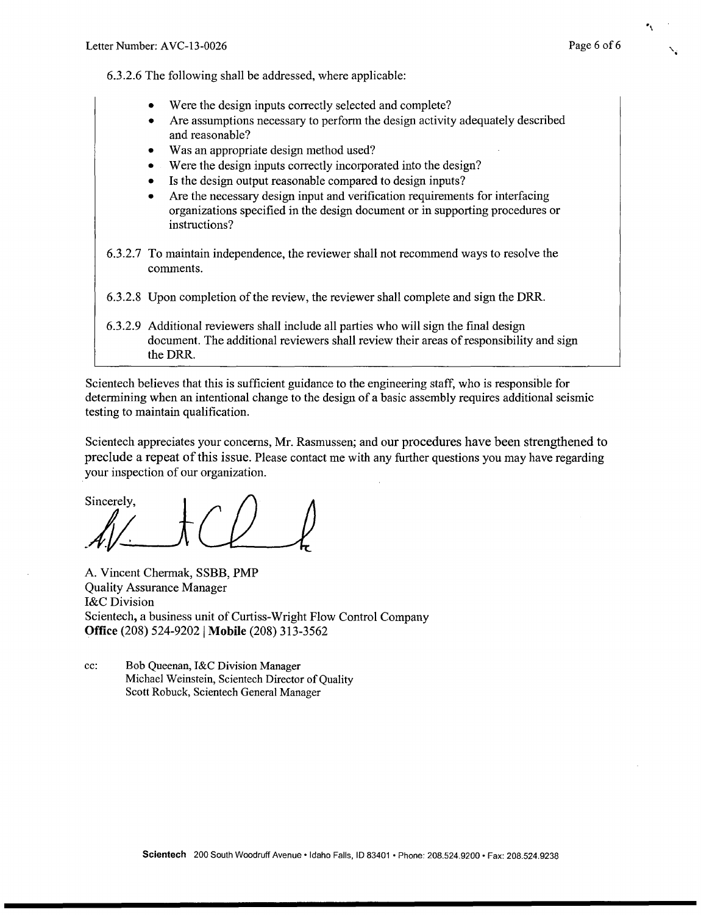6.3.2.6 The following shall be addressed, where applicable:

- Were the design inputs correctly selected and complete?
- Are assumptions necessary to perform the design activity adequately described and reasonable?
- Was an appropriate design method used?
- Were the design inputs correctly incorporated into the design?
- Is the design output reasonable compared to design inputs?
- Are the necessary design input and verification requirements for interfacing organizations specified in the design document or in supporting procedures or instructions?

6.3.2.7 To maintain independence, the reviewer shall not recommend ways to resolve the comments.

6.3.2.8 Upon completion of the review, the reviewer shall complete and sign the DRR.

6.3.2.9 Additional reviewers shall include all parties who will sign the final design document. The additional reviewers shall review their areas of responsibility and sign the DRR.

Scientech believes that this is sufficient guidance to the engineering staff, who is responsible for determining when an intentional change to the design of a basic assembly requires additional seismic testing to maintain qualification.

Scientech appreciates your concerns, Mr. Rasmussen; and our procedures have been strengthened to preclude a repeat of this issue. Please contact me with any further questions you may have regarding your inspection of our organization.

Sincerely,

A. Vincent Chermak, SSBB, PMP
Quality Assurance Manager
I&C Division
Scientech, a business unit of Curtiss-Wright Flow Control Company
**Office** (208) 524-9202 | **Mobile** (208) 313-3562

cc: Bob Queenan, I&C Division Manager
Michael Weinstein, Scientech Director of Quality
Scott Robuck, Scientech General Manager